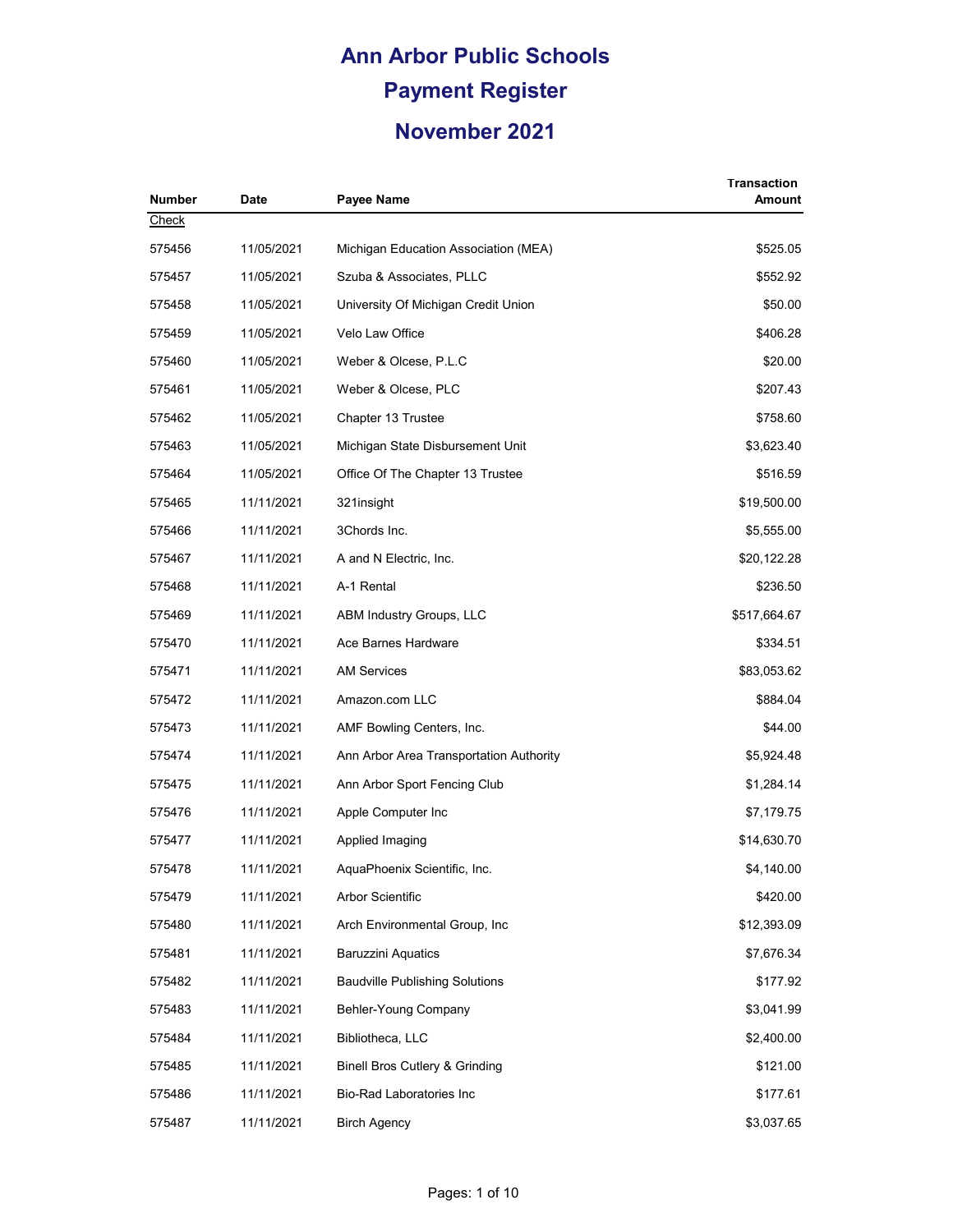# Ann Arbor Public Schools

## Payment Register

## November 2021

| Number | Date | Payee Name | Transaction Amount |
|---|---|---|---|
| Check | | | |
| 575456 | 11/05/2021 | Michigan Education Association (MEA) | $525.05 |
| 575457 | 11/05/2021 | Szuba & Associates, PLLC | $552.92 |
| 575458 | 11/05/2021 | University Of Michigan Credit Union | $50.00 |
| 575459 | 11/05/2021 | Velo Law Office | $406.28 |
| 575460 | 11/05/2021 | Weber & Olcese, P.L.C | $20.00 |
| 575461 | 11/05/2021 | Weber & Olcese, PLC | $207.43 |
| 575462 | 11/05/2021 | Chapter 13 Trustee | $758.60 |
| 575463 | 11/05/2021 | Michigan State Disbursement Unit | $3,623.40 |
| 575464 | 11/05/2021 | Office Of The Chapter 13 Trustee | $516.59 |
| 575465 | 11/11/2021 | 321insight | $19,500.00 |
| 575466 | 11/11/2021 | 3Chords Inc. | $5,555.00 |
| 575467 | 11/11/2021 | A and N Electric, Inc. | $20,122.28 |
| 575468 | 11/11/2021 | A-1 Rental | $236.50 |
| 575469 | 11/11/2021 | ABM Industry Groups, LLC | $517,664.67 |
| 575470 | 11/11/2021 | Ace Barnes Hardware | $334.51 |
| 575471 | 11/11/2021 | AM Services | $83,053.62 |
| 575472 | 11/11/2021 | Amazon.com LLC | $884.04 |
| 575473 | 11/11/2021 | AMF Bowling Centers, Inc. | $44.00 |
| 575474 | 11/11/2021 | Ann Arbor Area Transportation Authority | $5,924.48 |
| 575475 | 11/11/2021 | Ann Arbor Sport Fencing Club | $1,284.14 |
| 575476 | 11/11/2021 | Apple Computer Inc | $7,179.75 |
| 575477 | 11/11/2021 | Applied Imaging | $14,630.70 |
| 575478 | 11/11/2021 | AquaPhoenix Scientific, Inc. | $4,140.00 |
| 575479 | 11/11/2021 | Arbor Scientific | $420.00 |
| 575480 | 11/11/2021 | Arch Environmental Group, Inc | $12,393.09 |
| 575481 | 11/11/2021 | Baruzzini Aquatics | $7,676.34 |
| 575482 | 11/11/2021 | Baudville Publishing Solutions | $177.92 |
| 575483 | 11/11/2021 | Behler-Young Company | $3,041.99 |
| 575484 | 11/11/2021 | Bibliotheca, LLC | $2,400.00 |
| 575485 | 11/11/2021 | Binell Bros Cutlery & Grinding | $121.00 |
| 575486 | 11/11/2021 | Bio-Rad Laboratories Inc | $177.61 |
| 575487 | 11/11/2021 | Birch Agency | $3,037.65 |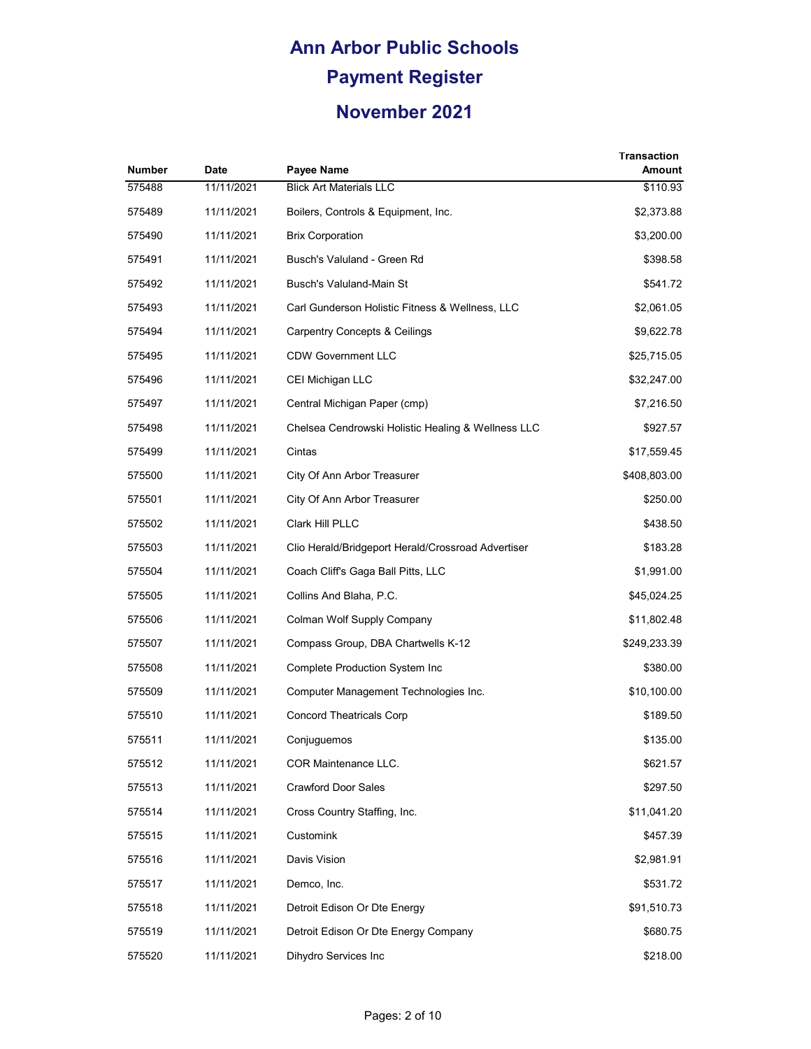# Ann Arbor Public Schools

## Payment Register

## November 2021

| Number | Date | Payee Name | Transaction Amount |
|---|---|---|---|
| 575488 | 11/11/2021 | Blick Art Materials LLC | $110.93 |
| 575489 | 11/11/2021 | Boilers, Controls & Equipment, Inc. | $2,373.88 |
| 575490 | 11/11/2021 | Brix Corporation | $3,200.00 |
| 575491 | 11/11/2021 | Busch's Valuland - Green Rd | $398.58 |
| 575492 | 11/11/2021 | Busch's Valuland-Main St | $541.72 |
| 575493 | 11/11/2021 | Carl Gunderson Holistic Fitness & Wellness, LLC | $2,061.05 |
| 575494 | 11/11/2021 | Carpentry Concepts & Ceilings | $9,622.78 |
| 575495 | 11/11/2021 | CDW Government LLC | $25,715.05 |
| 575496 | 11/11/2021 | CEI Michigan LLC | $32,247.00 |
| 575497 | 11/11/2021 | Central Michigan Paper (cmp) | $7,216.50 |
| 575498 | 11/11/2021 | Chelsea Cendrowski Holistic Healing & Wellness LLC | $927.57 |
| 575499 | 11/11/2021 | Cintas | $17,559.45 |
| 575500 | 11/11/2021 | City Of Ann Arbor Treasurer | $408,803.00 |
| 575501 | 11/11/2021 | City Of Ann Arbor Treasurer | $250.00 |
| 575502 | 11/11/2021 | Clark Hill PLLC | $438.50 |
| 575503 | 11/11/2021 | Clio Herald/Bridgeport Herald/Crossroad Advertiser | $183.28 |
| 575504 | 11/11/2021 | Coach Cliff's Gaga Ball Pitts, LLC | $1,991.00 |
| 575505 | 11/11/2021 | Collins And Blaha, P.C. | $45,024.25 |
| 575506 | 11/11/2021 | Colman Wolf Supply Company | $11,802.48 |
| 575507 | 11/11/2021 | Compass Group, DBA Chartwells K-12 | $249,233.39 |
| 575508 | 11/11/2021 | Complete Production System Inc | $380.00 |
| 575509 | 11/11/2021 | Computer Management Technologies Inc. | $10,100.00 |
| 575510 | 11/11/2021 | Concord Theatricals Corp | $189.50 |
| 575511 | 11/11/2021 | Conjuguemos | $135.00 |
| 575512 | 11/11/2021 | COR Maintenance LLC. | $621.57 |
| 575513 | 11/11/2021 | Crawford Door Sales | $297.50 |
| 575514 | 11/11/2021 | Cross Country Staffing, Inc. | $11,041.20 |
| 575515 | 11/11/2021 | Customink | $457.39 |
| 575516 | 11/11/2021 | Davis Vision | $2,981.91 |
| 575517 | 11/11/2021 | Demco, Inc. | $531.72 |
| 575518 | 11/11/2021 | Detroit Edison Or Dte Energy | $91,510.73 |
| 575519 | 11/11/2021 | Detroit Edison Or Dte Energy Company | $680.75 |
| 575520 | 11/11/2021 | Dihydro Services Inc | $218.00 |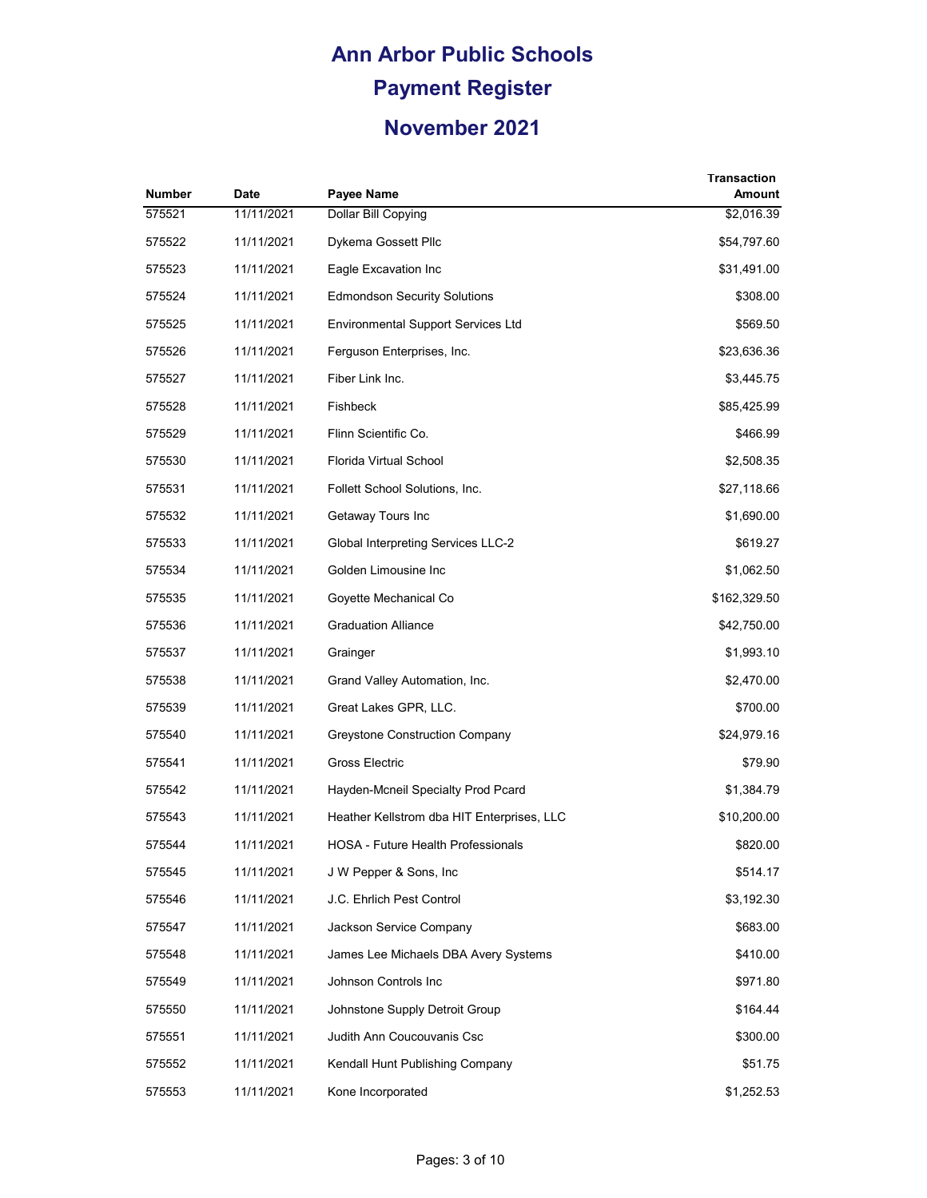# Ann Arbor Public Schools

## Payment Register

## November 2021

| Number | Date | Payee Name | Transaction Amount |
|---|---|---|---|
| 575521 | 11/11/2021 | Dollar Bill Copying | $2,016.39 |
| 575522 | 11/11/2021 | Dykema Gossett Pllc | $54,797.60 |
| 575523 | 11/11/2021 | Eagle Excavation Inc | $31,491.00 |
| 575524 | 11/11/2021 | Edmondson Security Solutions | $308.00 |
| 575525 | 11/11/2021 | Environmental Support Services Ltd | $569.50 |
| 575526 | 11/11/2021 | Ferguson Enterprises, Inc. | $23,636.36 |
| 575527 | 11/11/2021 | Fiber Link Inc. | $3,445.75 |
| 575528 | 11/11/2021 | Fishbeck | $85,425.99 |
| 575529 | 11/11/2021 | Flinn Scientific Co. | $466.99 |
| 575530 | 11/11/2021 | Florida Virtual School | $2,508.35 |
| 575531 | 11/11/2021 | Follett School Solutions, Inc. | $27,118.66 |
| 575532 | 11/11/2021 | Getaway Tours Inc | $1,690.00 |
| 575533 | 11/11/2021 | Global Interpreting Services LLC-2 | $619.27 |
| 575534 | 11/11/2021 | Golden Limousine Inc | $1,062.50 |
| 575535 | 11/11/2021 | Goyette Mechanical Co | $162,329.50 |
| 575536 | 11/11/2021 | Graduation Alliance | $42,750.00 |
| 575537 | 11/11/2021 | Grainger | $1,993.10 |
| 575538 | 11/11/2021 | Grand Valley Automation, Inc. | $2,470.00 |
| 575539 | 11/11/2021 | Great Lakes GPR, LLC. | $700.00 |
| 575540 | 11/11/2021 | Greystone Construction Company | $24,979.16 |
| 575541 | 11/11/2021 | Gross Electric | $79.90 |
| 575542 | 11/11/2021 | Hayden-Mcneil Specialty Prod Pcard | $1,384.79 |
| 575543 | 11/11/2021 | Heather Kellstrom dba HIT Enterprises, LLC | $10,200.00 |
| 575544 | 11/11/2021 | HOSA - Future Health Professionals | $820.00 |
| 575545 | 11/11/2021 | J W Pepper & Sons, Inc | $514.17 |
| 575546 | 11/11/2021 | J.C. Ehrlich Pest Control | $3,192.30 |
| 575547 | 11/11/2021 | Jackson Service Company | $683.00 |
| 575548 | 11/11/2021 | James Lee Michaels DBA Avery Systems | $410.00 |
| 575549 | 11/11/2021 | Johnson Controls Inc | $971.80 |
| 575550 | 11/11/2021 | Johnstone Supply Detroit Group | $164.44 |
| 575551 | 11/11/2021 | Judith Ann Coucouvanis Csc | $300.00 |
| 575552 | 11/11/2021 | Kendall Hunt Publishing Company | $51.75 |
| 575553 | 11/11/2021 | Kone Incorporated | $1,252.53 |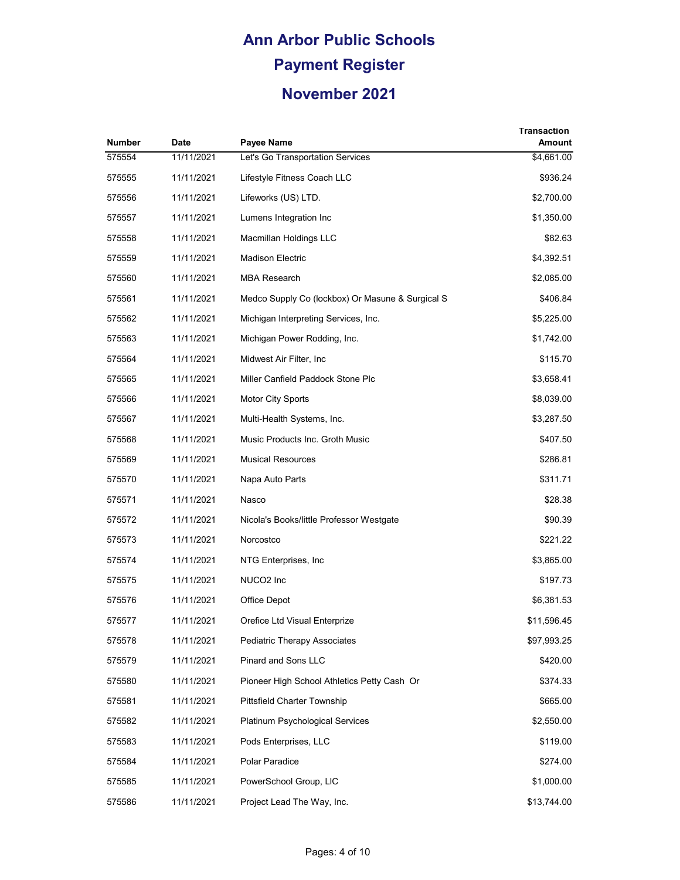# Ann Arbor Public Schools

## Payment Register

## November 2021

| Number | Date | Payee Name | Transaction Amount |
|---|---|---|---|
| 575554 | 11/11/2021 | Let's Go Transportation Services | $4,661.00 |
| 575555 | 11/11/2021 | Lifestyle Fitness Coach LLC | $936.24 |
| 575556 | 11/11/2021 | Lifeworks (US) LTD. | $2,700.00 |
| 575557 | 11/11/2021 | Lumens Integration Inc | $1,350.00 |
| 575558 | 11/11/2021 | Macmillan Holdings LLC | $82.63 |
| 575559 | 11/11/2021 | Madison Electric | $4,392.51 |
| 575560 | 11/11/2021 | MBA Research | $2,085.00 |
| 575561 | 11/11/2021 | Medco Supply Co (lockbox) Or Masune & Surgical S | $406.84 |
| 575562 | 11/11/2021 | Michigan Interpreting Services, Inc. | $5,225.00 |
| 575563 | 11/11/2021 | Michigan Power Rodding, Inc. | $1,742.00 |
| 575564 | 11/11/2021 | Midwest Air Filter, Inc | $115.70 |
| 575565 | 11/11/2021 | Miller Canfield Paddock Stone Plc | $3,658.41 |
| 575566 | 11/11/2021 | Motor City Sports | $8,039.00 |
| 575567 | 11/11/2021 | Multi-Health Systems, Inc. | $3,287.50 |
| 575568 | 11/11/2021 | Music Products Inc. Groth Music | $407.50 |
| 575569 | 11/11/2021 | Musical Resources | $286.81 |
| 575570 | 11/11/2021 | Napa Auto Parts | $311.71 |
| 575571 | 11/11/2021 | Nasco | $28.38 |
| 575572 | 11/11/2021 | Nicola's Books/little Professor Westgate | $90.39 |
| 575573 | 11/11/2021 | Norcostco | $221.22 |
| 575574 | 11/11/2021 | NTG Enterprises, Inc | $3,865.00 |
| 575575 | 11/11/2021 | NUCO2 Inc | $197.73 |
| 575576 | 11/11/2021 | Office Depot | $6,381.53 |
| 575577 | 11/11/2021 | Orefice Ltd Visual Enterprize | $11,596.45 |
| 575578 | 11/11/2021 | Pediatric Therapy Associates | $97,993.25 |
| 575579 | 11/11/2021 | Pinard and Sons LLC | $420.00 |
| 575580 | 11/11/2021 | Pioneer High School Athletics Petty Cash Or | $374.33 |
| 575581 | 11/11/2021 | Pittsfield Charter Township | $665.00 |
| 575582 | 11/11/2021 | Platinum Psychological Services | $2,550.00 |
| 575583 | 11/11/2021 | Pods Enterprises, LLC | $119.00 |
| 575584 | 11/11/2021 | Polar Paradice | $274.00 |
| 575585 | 11/11/2021 | PowerSchool Group, LlC | $1,000.00 |
| 575586 | 11/11/2021 | Project Lead The Way, Inc. | $13,744.00 |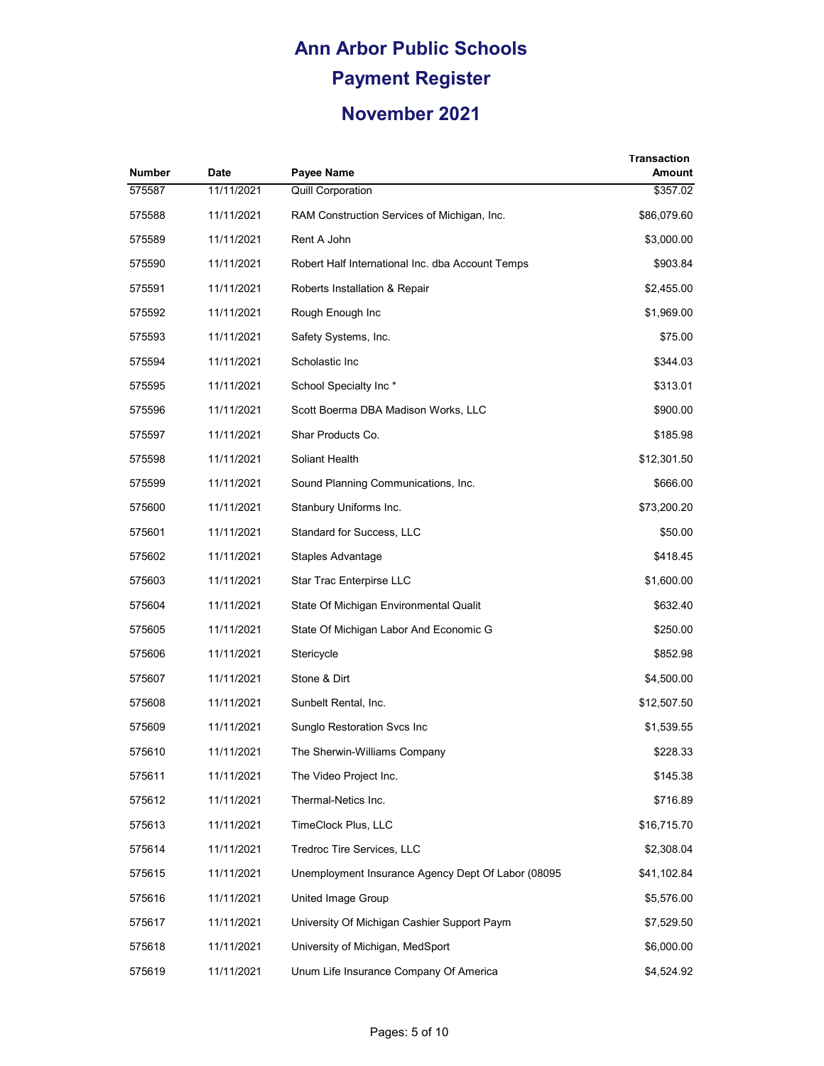# Ann Arbor Public Schools

## Payment Register

## November 2021

| Number | Date | Payee Name | Transaction Amount |
|---|---|---|---|
| 575587 | 11/11/2021 | Quill Corporation | $357.02 |
| 575588 | 11/11/2021 | RAM Construction Services of Michigan, Inc. | $86,079.60 |
| 575589 | 11/11/2021 | Rent A John | $3,000.00 |
| 575590 | 11/11/2021 | Robert Half International Inc. dba Account Temps | $903.84 |
| 575591 | 11/11/2021 | Roberts Installation & Repair | $2,455.00 |
| 575592 | 11/11/2021 | Rough Enough Inc | $1,969.00 |
| 575593 | 11/11/2021 | Safety Systems, Inc. | $75.00 |
| 575594 | 11/11/2021 | Scholastic Inc | $344.03 |
| 575595 | 11/11/2021 | School Specialty Inc * | $313.01 |
| 575596 | 11/11/2021 | Scott Boerma DBA Madison Works, LLC | $900.00 |
| 575597 | 11/11/2021 | Shar Products Co. | $185.98 |
| 575598 | 11/11/2021 | Soliant Health | $12,301.50 |
| 575599 | 11/11/2021 | Sound Planning Communications, Inc. | $666.00 |
| 575600 | 11/11/2021 | Stanbury Uniforms Inc. | $73,200.20 |
| 575601 | 11/11/2021 | Standard for Success, LLC | $50.00 |
| 575602 | 11/11/2021 | Staples Advantage | $418.45 |
| 575603 | 11/11/2021 | Star Trac Enterpirse LLC | $1,600.00 |
| 575604 | 11/11/2021 | State Of Michigan Environmental Qualit | $632.40 |
| 575605 | 11/11/2021 | State Of Michigan Labor And Economic G | $250.00 |
| 575606 | 11/11/2021 | Stericycle | $852.98 |
| 575607 | 11/11/2021 | Stone & Dirt | $4,500.00 |
| 575608 | 11/11/2021 | Sunbelt Rental, Inc. | $12,507.50 |
| 575609 | 11/11/2021 | Sunglo Restoration Svcs Inc | $1,539.55 |
| 575610 | 11/11/2021 | The Sherwin-Williams Company | $228.33 |
| 575611 | 11/11/2021 | The Video Project Inc. | $145.38 |
| 575612 | 11/11/2021 | Thermal-Netics Inc. | $716.89 |
| 575613 | 11/11/2021 | TimeClock Plus, LLC | $16,715.70 |
| 575614 | 11/11/2021 | Tredroc Tire Services, LLC | $2,308.04 |
| 575615 | 11/11/2021 | Unemployment Insurance Agency Dept Of Labor (08095 | $41,102.84 |
| 575616 | 11/11/2021 | United Image Group | $5,576.00 |
| 575617 | 11/11/2021 | University Of Michigan Cashier Support Paym | $7,529.50 |
| 575618 | 11/11/2021 | University of Michigan, MedSport | $6,000.00 |
| 575619 | 11/11/2021 | Unum Life Insurance Company Of America | $4,524.92 |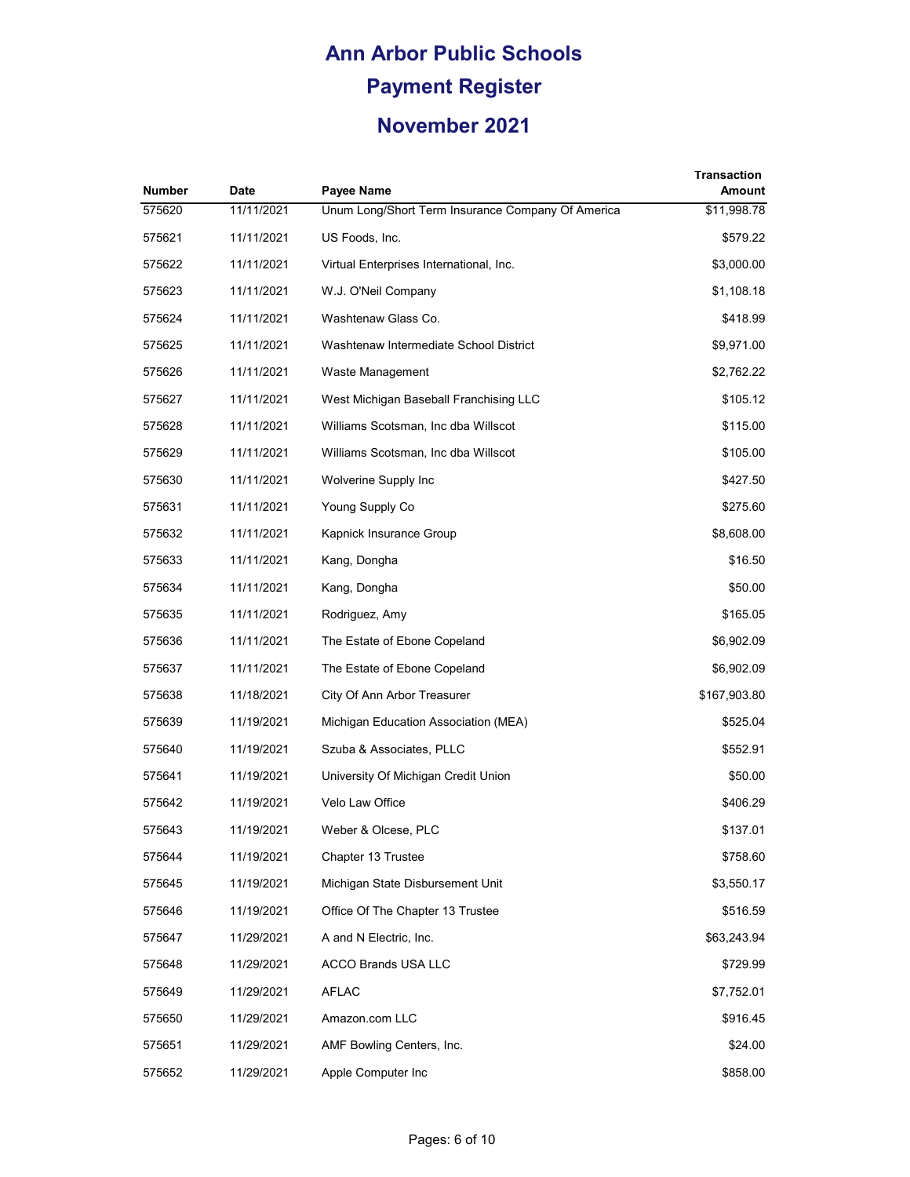# Ann Arbor Public Schools

## Payment Register

## November 2021

| Number | Date | Payee Name | Transaction Amount |
|---|---|---|---|
| 575620 | 11/11/2021 | Unum Long/Short Term Insurance Company Of America | $11,998.78 |
| 575621 | 11/11/2021 | US Foods, Inc. | $579.22 |
| 575622 | 11/11/2021 | Virtual Enterprises International, Inc. | $3,000.00 |
| 575623 | 11/11/2021 | W.J. O'Neil Company | $1,108.18 |
| 575624 | 11/11/2021 | Washtenaw Glass Co. | $418.99 |
| 575625 | 11/11/2021 | Washtenaw Intermediate School District | $9,971.00 |
| 575626 | 11/11/2021 | Waste Management | $2,762.22 |
| 575627 | 11/11/2021 | West Michigan Baseball Franchising LLC | $105.12 |
| 575628 | 11/11/2021 | Williams Scotsman, Inc dba Willscot | $115.00 |
| 575629 | 11/11/2021 | Williams Scotsman, Inc dba Willscot | $105.00 |
| 575630 | 11/11/2021 | Wolverine Supply Inc | $427.50 |
| 575631 | 11/11/2021 | Young Supply Co | $275.60 |
| 575632 | 11/11/2021 | Kapnick Insurance Group | $8,608.00 |
| 575633 | 11/11/2021 | Kang, Dongha | $16.50 |
| 575634 | 11/11/2021 | Kang, Dongha | $50.00 |
| 575635 | 11/11/2021 | Rodriguez, Amy | $165.05 |
| 575636 | 11/11/2021 | The Estate of Ebone Copeland | $6,902.09 |
| 575637 | 11/11/2021 | The Estate of Ebone Copeland | $6,902.09 |
| 575638 | 11/18/2021 | City Of Ann Arbor Treasurer | $167,903.80 |
| 575639 | 11/19/2021 | Michigan Education Association (MEA) | $525.04 |
| 575640 | 11/19/2021 | Szuba & Associates, PLLC | $552.91 |
| 575641 | 11/19/2021 | University Of Michigan Credit Union | $50.00 |
| 575642 | 11/19/2021 | Velo Law Office | $406.29 |
| 575643 | 11/19/2021 | Weber & Olcese, PLC | $137.01 |
| 575644 | 11/19/2021 | Chapter 13 Trustee | $758.60 |
| 575645 | 11/19/2021 | Michigan State Disbursement Unit | $3,550.17 |
| 575646 | 11/19/2021 | Office Of The Chapter 13 Trustee | $516.59 |
| 575647 | 11/29/2021 | A and N Electric, Inc. | $63,243.94 |
| 575648 | 11/29/2021 | ACCO Brands USA LLC | $729.99 |
| 575649 | 11/29/2021 | AFLAC | $7,752.01 |
| 575650 | 11/29/2021 | Amazon.com LLC | $916.45 |
| 575651 | 11/29/2021 | AMF Bowling Centers, Inc. | $24.00 |
| 575652 | 11/29/2021 | Apple Computer Inc | $858.00 |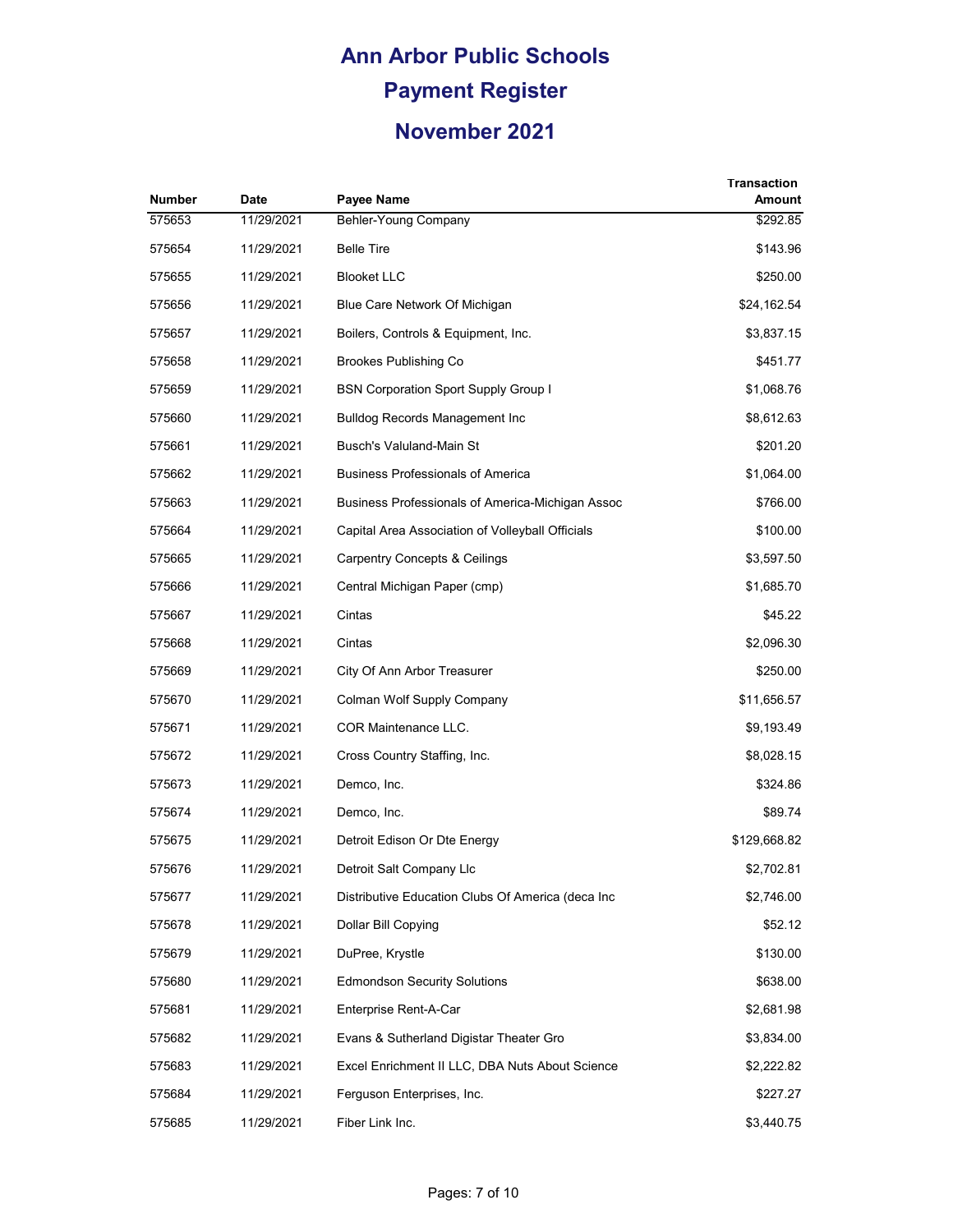# Ann Arbor Public Schools

## Payment Register

## November 2021

| Number | Date | Payee Name | Transaction Amount |
|---|---|---|---|
| 575653 | 11/29/2021 | Behler-Young Company | $292.85 |
| 575654 | 11/29/2021 | Belle Tire | $143.96 |
| 575655 | 11/29/2021 | Blooket LLC | $250.00 |
| 575656 | 11/29/2021 | Blue Care Network Of Michigan | $24,162.54 |
| 575657 | 11/29/2021 | Boilers, Controls & Equipment, Inc. | $3,837.15 |
| 575658 | 11/29/2021 | Brookes Publishing Co | $451.77 |
| 575659 | 11/29/2021 | BSN Corporation Sport Supply Group I | $1,068.76 |
| 575660 | 11/29/2021 | Bulldog Records Management Inc | $8,612.63 |
| 575661 | 11/29/2021 | Busch's Valuland-Main St | $201.20 |
| 575662 | 11/29/2021 | Business Professionals of America | $1,064.00 |
| 575663 | 11/29/2021 | Business Professionals of America-Michigan Assoc | $766.00 |
| 575664 | 11/29/2021 | Capital Area Association of Volleyball Officials | $100.00 |
| 575665 | 11/29/2021 | Carpentry Concepts & Ceilings | $3,597.50 |
| 575666 | 11/29/2021 | Central Michigan Paper (cmp) | $1,685.70 |
| 575667 | 11/29/2021 | Cintas | $45.22 |
| 575668 | 11/29/2021 | Cintas | $2,096.30 |
| 575669 | 11/29/2021 | City Of Ann Arbor Treasurer | $250.00 |
| 575670 | 11/29/2021 | Colman Wolf Supply Company | $11,656.57 |
| 575671 | 11/29/2021 | COR Maintenance LLC. | $9,193.49 |
| 575672 | 11/29/2021 | Cross Country Staffing, Inc. | $8,028.15 |
| 575673 | 11/29/2021 | Demco, Inc. | $324.86 |
| 575674 | 11/29/2021 | Demco, Inc. | $89.74 |
| 575675 | 11/29/2021 | Detroit Edison Or Dte Energy | $129,668.82 |
| 575676 | 11/29/2021 | Detroit Salt Company Llc | $2,702.81 |
| 575677 | 11/29/2021 | Distributive Education Clubs Of America (deca Inc | $2,746.00 |
| 575678 | 11/29/2021 | Dollar Bill Copying | $52.12 |
| 575679 | 11/29/2021 | DuPree, Krystle | $130.00 |
| 575680 | 11/29/2021 | Edmondson Security Solutions | $638.00 |
| 575681 | 11/29/2021 | Enterprise Rent-A-Car | $2,681.98 |
| 575682 | 11/29/2021 | Evans & Sutherland Digistar Theater Gro | $3,834.00 |
| 575683 | 11/29/2021 | Excel Enrichment II LLC, DBA Nuts About Science | $2,222.82 |
| 575684 | 11/29/2021 | Ferguson Enterprises, Inc. | $227.27 |
| 575685 | 11/29/2021 | Fiber Link Inc. | $3,440.75 |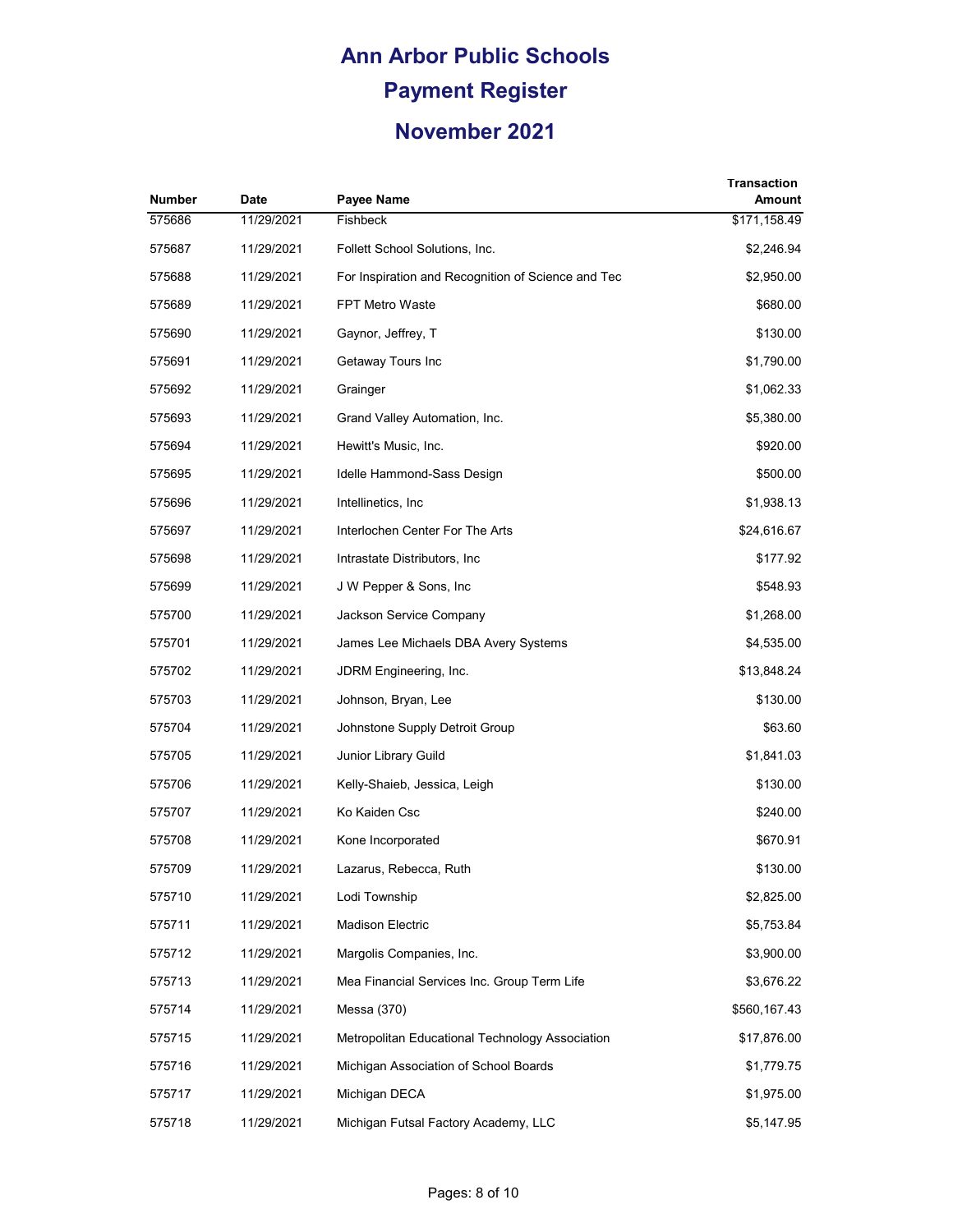# Ann Arbor Public Schools

# Payment Register

## November 2021

| Number | Date | Payee Name | Transaction Amount |
|---|---|---|---|
| 575686 | 11/29/2021 | Fishbeck | $171,158.49 |
| 575687 | 11/29/2021 | Follett School Solutions, Inc. | $2,246.94 |
| 575688 | 11/29/2021 | For Inspiration and Recognition of Science and Tec | $2,950.00 |
| 575689 | 11/29/2021 | FPT Metro Waste | $680.00 |
| 575690 | 11/29/2021 | Gaynor, Jeffrey, T | $130.00 |
| 575691 | 11/29/2021 | Getaway Tours Inc | $1,790.00 |
| 575692 | 11/29/2021 | Grainger | $1,062.33 |
| 575693 | 11/29/2021 | Grand Valley Automation, Inc. | $5,380.00 |
| 575694 | 11/29/2021 | Hewitt's Music, Inc. | $920.00 |
| 575695 | 11/29/2021 | Idelle Hammond-Sass Design | $500.00 |
| 575696 | 11/29/2021 | Intellinetics, Inc | $1,938.13 |
| 575697 | 11/29/2021 | Interlochen Center For The Arts | $24,616.67 |
| 575698 | 11/29/2021 | Intrastate Distributors, Inc | $177.92 |
| 575699 | 11/29/2021 | J W Pepper & Sons, Inc | $548.93 |
| 575700 | 11/29/2021 | Jackson Service Company | $1,268.00 |
| 575701 | 11/29/2021 | James Lee Michaels DBA Avery Systems | $4,535.00 |
| 575702 | 11/29/2021 | JDRM Engineering, Inc. | $13,848.24 |
| 575703 | 11/29/2021 | Johnson, Bryan, Lee | $130.00 |
| 575704 | 11/29/2021 | Johnstone Supply Detroit Group | $63.60 |
| 575705 | 11/29/2021 | Junior Library Guild | $1,841.03 |
| 575706 | 11/29/2021 | Kelly-Shaieb, Jessica, Leigh | $130.00 |
| 575707 | 11/29/2021 | Ko Kaiden Csc | $240.00 |
| 575708 | 11/29/2021 | Kone Incorporated | $670.91 |
| 575709 | 11/29/2021 | Lazarus, Rebecca, Ruth | $130.00 |
| 575710 | 11/29/2021 | Lodi Township | $2,825.00 |
| 575711 | 11/29/2021 | Madison Electric | $5,753.84 |
| 575712 | 11/29/2021 | Margolis Companies, Inc. | $3,900.00 |
| 575713 | 11/29/2021 | Mea Financial Services Inc. Group Term Life | $3,676.22 |
| 575714 | 11/29/2021 | Messa (370) | $560,167.43 |
| 575715 | 11/29/2021 | Metropolitan Educational Technology Association | $17,876.00 |
| 575716 | 11/29/2021 | Michigan Association of School Boards | $1,779.75 |
| 575717 | 11/29/2021 | Michigan DECA | $1,975.00 |
| 575718 | 11/29/2021 | Michigan Futsal Factory Academy, LLC | $5,147.95 |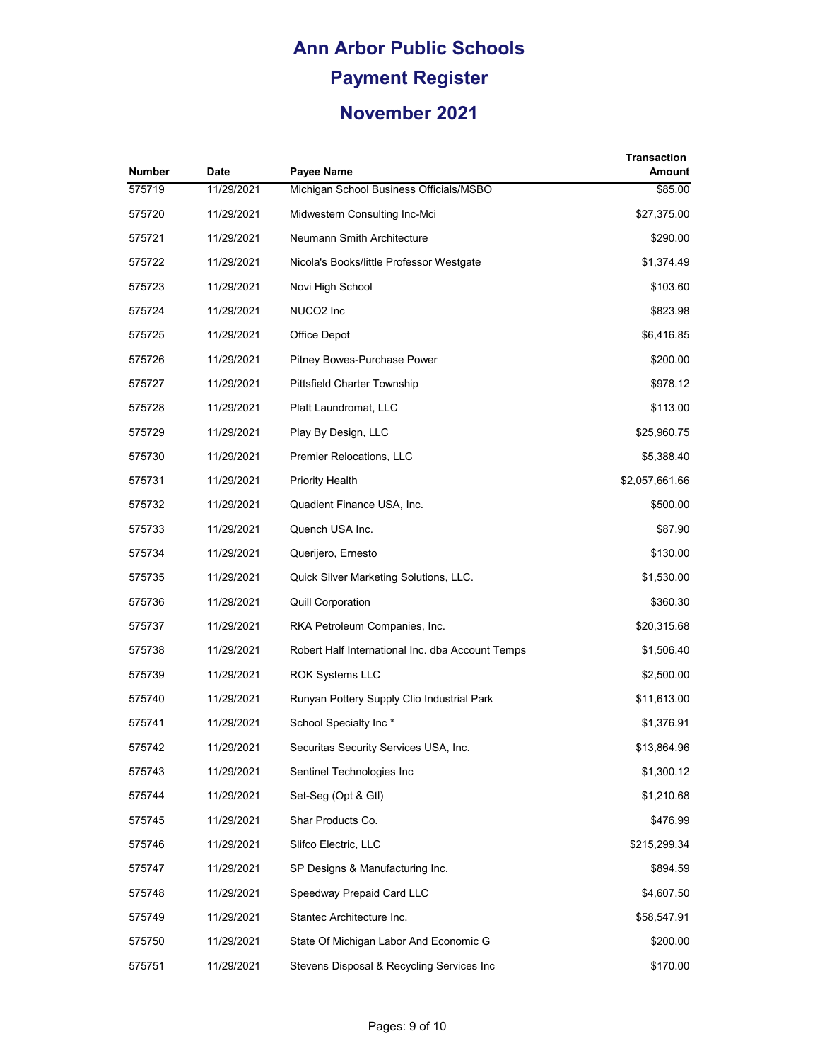# Ann Arbor Public Schools

## Payment Register

## November 2021

| Number | Date | Payee Name | Transaction Amount |
|---|---|---|---|
| 575719 | 11/29/2021 | Michigan School Business Officials/MSBO | $85.00 |
| 575720 | 11/29/2021 | Midwestern Consulting Inc-Mci | $27,375.00 |
| 575721 | 11/29/2021 | Neumann Smith Architecture | $290.00 |
| 575722 | 11/29/2021 | Nicola's Books/little Professor Westgate | $1,374.49 |
| 575723 | 11/29/2021 | Novi High School | $103.60 |
| 575724 | 11/29/2021 | NUCO2 Inc | $823.98 |
| 575725 | 11/29/2021 | Office Depot | $6,416.85 |
| 575726 | 11/29/2021 | Pitney Bowes-Purchase Power | $200.00 |
| 575727 | 11/29/2021 | Pittsfield Charter Township | $978.12 |
| 575728 | 11/29/2021 | Platt Laundromat, LLC | $113.00 |
| 575729 | 11/29/2021 | Play By Design, LLC | $25,960.75 |
| 575730 | 11/29/2021 | Premier Relocations, LLC | $5,388.40 |
| 575731 | 11/29/2021 | Priority Health | $2,057,661.66 |
| 575732 | 11/29/2021 | Quadient Finance USA, Inc. | $500.00 |
| 575733 | 11/29/2021 | Quench USA Inc. | $87.90 |
| 575734 | 11/29/2021 | Querijero, Ernesto | $130.00 |
| 575735 | 11/29/2021 | Quick Silver Marketing Solutions, LLC. | $1,530.00 |
| 575736 | 11/29/2021 | Quill Corporation | $360.30 |
| 575737 | 11/29/2021 | RKA Petroleum Companies, Inc. | $20,315.68 |
| 575738 | 11/29/2021 | Robert Half International Inc. dba Account Temps | $1,506.40 |
| 575739 | 11/29/2021 | ROK Systems LLC | $2,500.00 |
| 575740 | 11/29/2021 | Runyan Pottery Supply Clio Industrial Park | $11,613.00 |
| 575741 | 11/29/2021 | School Specialty Inc * | $1,376.91 |
| 575742 | 11/29/2021 | Securitas Security Services USA, Inc. | $13,864.96 |
| 575743 | 11/29/2021 | Sentinel Technologies Inc | $1,300.12 |
| 575744 | 11/29/2021 | Set-Seg (Opt & Gtl) | $1,210.68 |
| 575745 | 11/29/2021 | Shar Products Co. | $476.99 |
| 575746 | 11/29/2021 | Slifco Electric, LLC | $215,299.34 |
| 575747 | 11/29/2021 | SP Designs & Manufacturing Inc. | $894.59 |
| 575748 | 11/29/2021 | Speedway Prepaid Card LLC | $4,607.50 |
| 575749 | 11/29/2021 | Stantec Architecture Inc. | $58,547.91 |
| 575750 | 11/29/2021 | State Of Michigan Labor And Economic G | $200.00 |
| 575751 | 11/29/2021 | Stevens Disposal & Recycling Services Inc | $170.00 |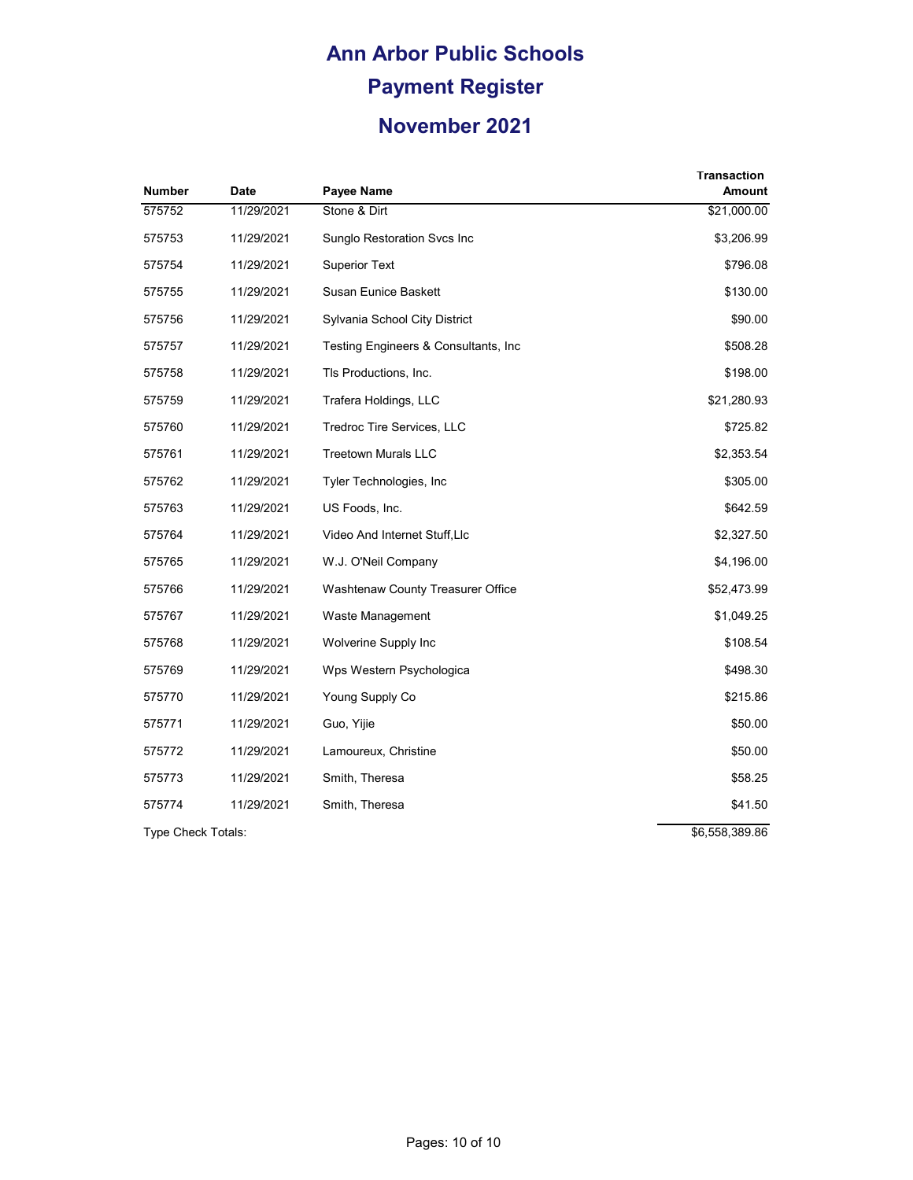# Ann Arbor Public Schools

## Payment Register

## November 2021

| Number | Date | Payee Name | Transaction Amount |
|---|---|---|---|
| 575752 | 11/29/2021 | Stone & Dirt | $21,000.00 |
| 575753 | 11/29/2021 | Sunglo Restoration Svcs Inc | $3,206.99 |
| 575754 | 11/29/2021 | Superior Text | $796.08 |
| 575755 | 11/29/2021 | Susan Eunice Baskett | $130.00 |
| 575756 | 11/29/2021 | Sylvania School City District | $90.00 |
| 575757 | 11/29/2021 | Testing Engineers & Consultants, Inc | $508.28 |
| 575758 | 11/29/2021 | Tls Productions, Inc. | $198.00 |
| 575759 | 11/29/2021 | Trafera Holdings, LLC | $21,280.93 |
| 575760 | 11/29/2021 | Tredroc Tire Services, LLC | $725.82 |
| 575761 | 11/29/2021 | Treetown Murals LLC | $2,353.54 |
| 575762 | 11/29/2021 | Tyler Technologies, Inc | $305.00 |
| 575763 | 11/29/2021 | US Foods, Inc. | $642.59 |
| 575764 | 11/29/2021 | Video And Internet Stuff,Llc | $2,327.50 |
| 575765 | 11/29/2021 | W.J. O'Neil Company | $4,196.00 |
| 575766 | 11/29/2021 | Washtenaw County Treasurer Office | $52,473.99 |
| 575767 | 11/29/2021 | Waste Management | $1,049.25 |
| 575768 | 11/29/2021 | Wolverine Supply Inc | $108.54 |
| 575769 | 11/29/2021 | Wps Western Psychologica | $498.30 |
| 575770 | 11/29/2021 | Young Supply Co | $215.86 |
| 575771 | 11/29/2021 | Guo, Yijie | $50.00 |
| 575772 | 11/29/2021 | Lamoureux, Christine | $50.00 |
| 575773 | 11/29/2021 | Smith, Theresa | $58.25 |
| 575774 | 11/29/2021 | Smith, Theresa | $41.50 |
| Type Check Totals: | | | $6,558,389.86 |